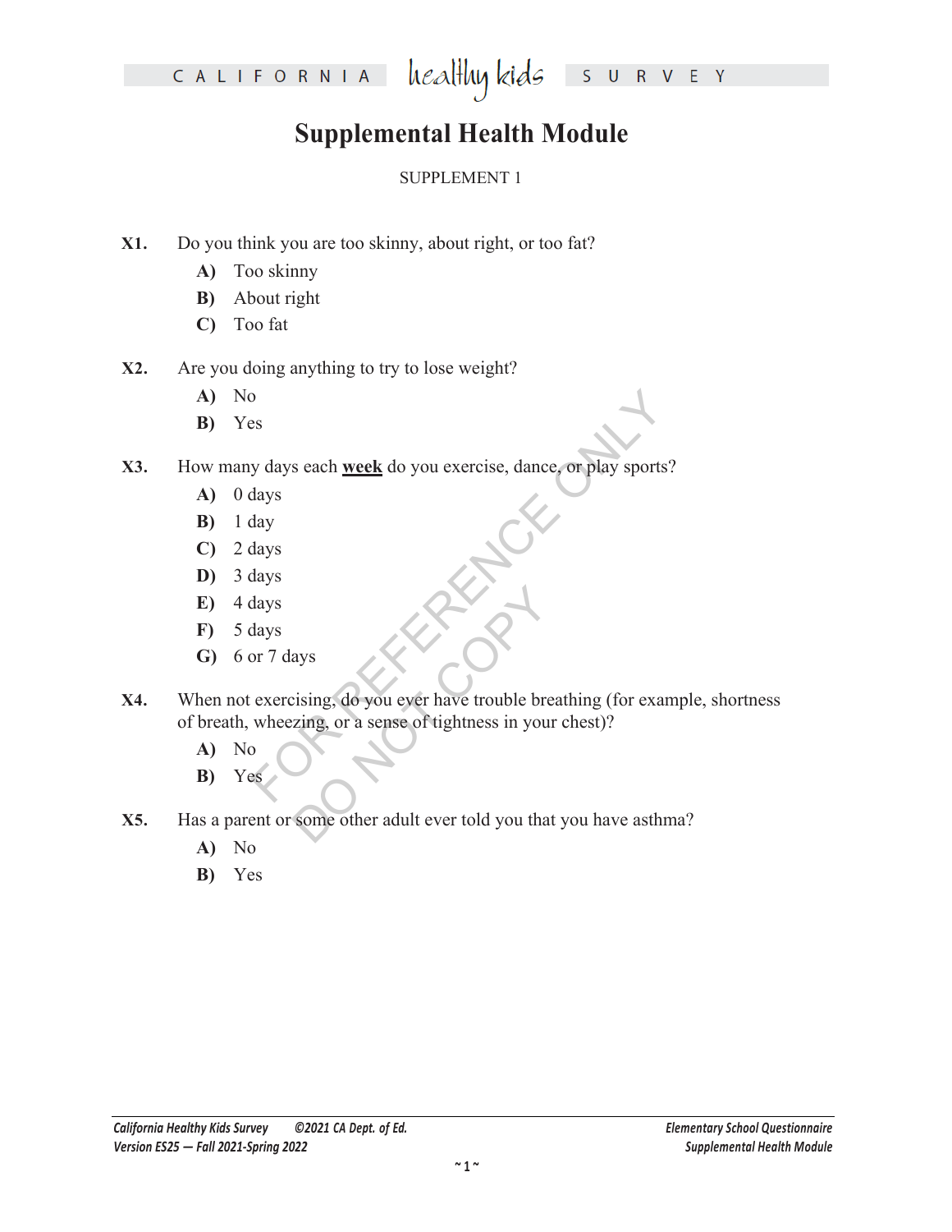# Supplemental Health Module

SUPPLEMENT 1

**X1.** Do you think you are too skinny, about right, or too fat?

- **A)** Too skinny
- **B)** About right
- **C)** Too fat

**X2.** Are you doing anything to try to lose weight?

- **A)** No
- **B)** Yes

**X3.** How many days each **week** do you exercise, dance, or play sports?

- **A)** 0 days
- **B)** 1 day
- **C)** 2 days
- **D)** 3 days
- **E)** 4 days
- **F)** 5 days
- **G)** 6 or 7 days

**X4.** When not exercising, do you ever have trouble breathing (for example, shortness of breath, wheezing, or a sense of tightness in your chest)?

- **A)** No
- **B)** Yes

**X5.** Has a parent or some other adult ever told you that you have asthma?

- **A)** No
- **B)** Yes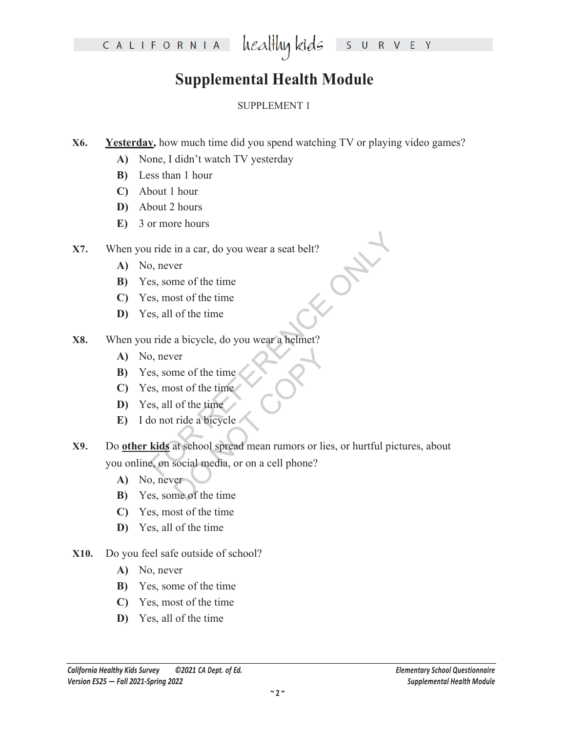# Supplemental Health Module

SUPPLEMENT 1

**X6.** **Yesterday,** how much time did you spend watching TV or playing video games?

- **A)** None, I didn't watch TV yesterday
- **B)** Less than 1 hour
- **C)** About 1 hour
- **D)** About 2 hours
- **E)** 3 or more hours

**X7.** When you ride in a car, do you wear a seat belt?

- **A)** No, never
- **B)** Yes, some of the time
- **C)** Yes, most of the time
- **D)** Yes, all of the time

**X8.** When you ride a bicycle, do you wear a helmet?

- **A)** No, never
- **B)** Yes, some of the time
- **C)** Yes, most of the time
- **D)** Yes, all of the time
- **E)** I do not ride a bicycle

**X9.** Do **other kids** at school spread mean rumors or lies, or hurtful pictures, about you online, on social media, or on a cell phone?

- **A)** No, never
- **B)** Yes, some of the time
- **C)** Yes, most of the time
- **D)** Yes, all of the time

**X10.** Do you feel safe outside of school?

- **A)** No, never
- **B)** Yes, some of the time
- **C)** Yes, most of the time
- **D)** Yes, all of the time